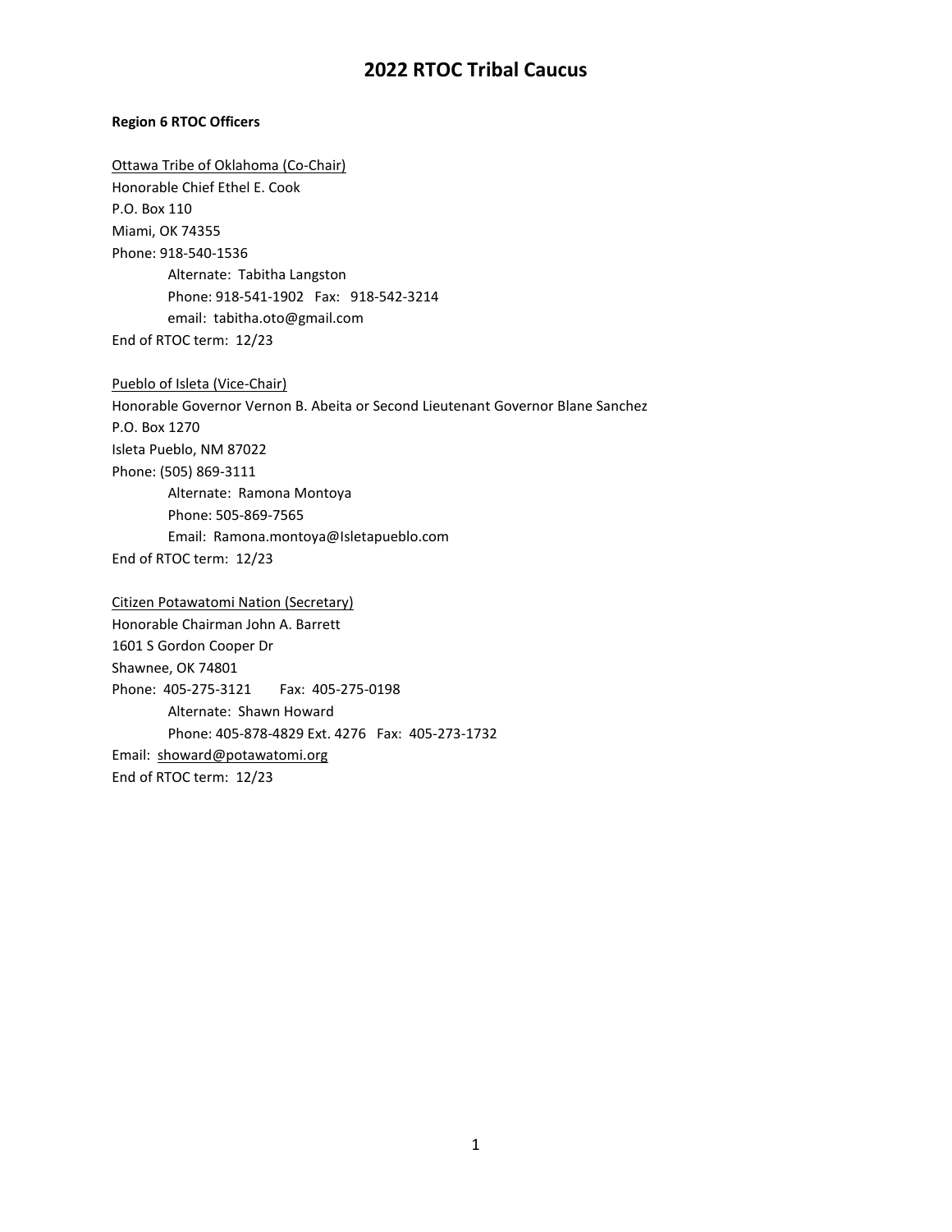# 2022 RTOC Tribal Caucus

**Region 6 RTOC Officers**

Ottawa Tribe of Oklahoma (Co-Chair)
Honorable Chief Ethel E. Cook
P.O. Box 110
Miami, OK 74355
Phone: 918-540-1536

Alternate: Tabitha Langston
Phone: 918-541-1902 Fax: 918-542-3214
email: tabitha.oto@gmail.com

End of RTOC term: 12/23

Pueblo of Isleta (Vice-Chair)
Honorable Governor Vernon B. Abeita or Second Lieutenant Governor Blane Sanchez
P.O. Box 1270
Isleta Pueblo, NM 87022
Phone: (505) 869-3111

Alternate: Ramona Montoya
Phone: 505-869-7565
Email: Ramona.montoya@Isletapueblo.com

End of RTOC term: 12/23

Citizen Potawatomi Nation (Secretary)
Honorable Chairman John A. Barrett
1601 S Gordon Cooper Dr
Shawnee, OK 74801
Phone: 405-275-3121 Fax: 405-275-0198

Alternate: Shawn Howard
Phone: 405-878-4829 Ext. 4276 Fax: 405-273-1732

Email: showard@potawatomi.org
End of RTOC term: 12/23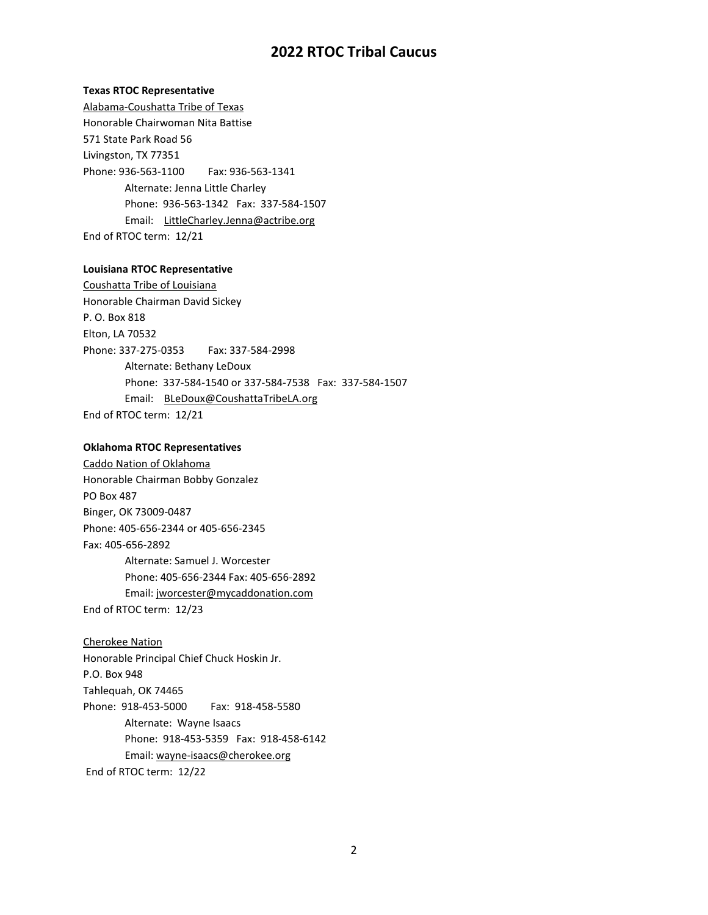# 2022 RTOC Tribal Caucus

**Texas RTOC Representative**

Alabama-Coushatta Tribe of Texas
Honorable Chairwoman Nita Battise
571 State Park Road 56
Livingston, TX 77351
Phone: 936-563-1100 Fax: 936-563-1341

> Alternate: Jenna Little Charley
> Phone: 936-563-1342 Fax: 337-584-1507
> Email: LittleCharley.Jenna@actribe.org

End of RTOC term: 12/21

**Louisiana RTOC Representative**

Coushatta Tribe of Louisiana
Honorable Chairman David Sickey
P. O. Box 818
Elton, LA 70532
Phone: 337-275-0353 Fax: 337-584-2998

> Alternate: Bethany LeDoux
> Phone: 337-584-1540 or 337-584-7538 Fax: 337-584-1507
> Email: BLeDoux@CoushattaTribeLA.org

End of RTOC term: 12/21

**Oklahoma RTOC Representatives**

Caddo Nation of Oklahoma
Honorable Chairman Bobby Gonzalez
PO Box 487
Binger, OK 73009-0487
Phone: 405-656-2344 or 405-656-2345
Fax: 405-656-2892

> Alternate: Samuel J. Worcester
> Phone: 405-656-2344 Fax: 405-656-2892
> Email: jworcester@mycaddonation.com

End of RTOC term: 12/23

Cherokee Nation
Honorable Principal Chief Chuck Hoskin Jr.
P.O. Box 948
Tahlequah, OK 74465
Phone: 918-453-5000 Fax: 918-458-5580

> Alternate: Wayne Isaacs
> Phone: 918-453-5359 Fax: 918-458-6142
> Email: wayne-isaacs@cherokee.org

End of RTOC term: 12/22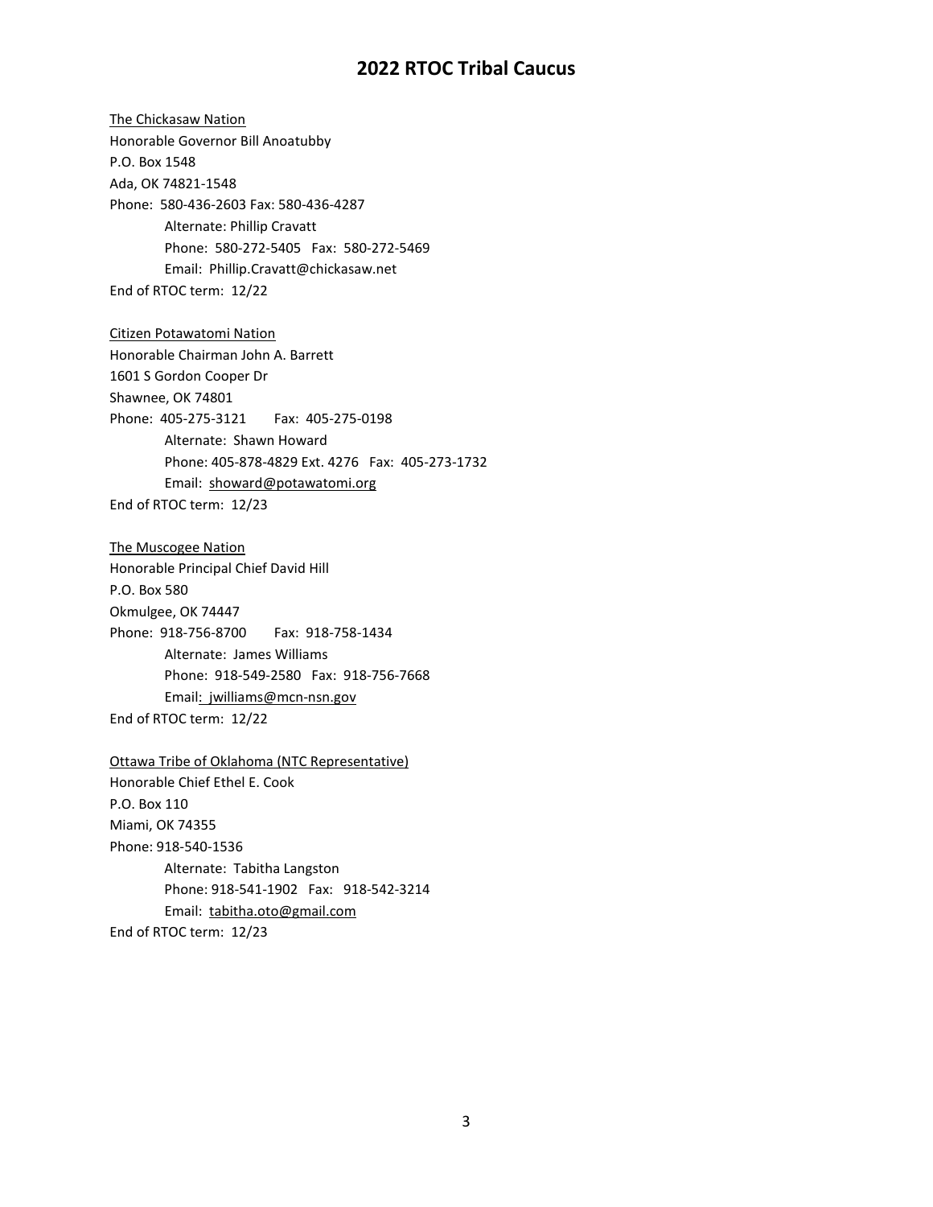# 2022 RTOC Tribal Caucus

<u>The Chickasaw Nation</u>
Honorable Governor Bill Anoatubby
P.O. Box 1548
Ada, OK 74821-1548
Phone: 580-436-2603 Fax: 580-436-4287

> Alternate: Phillip Cravatt
> Phone: 580-272-5405 Fax: 580-272-5469
> Email: Phillip.Cravatt@chickasaw.net

End of RTOC term: 12/22

<u>Citizen Potawatomi Nation</u>
Honorable Chairman John A. Barrett
1601 S Gordon Cooper Dr
Shawnee, OK 74801
Phone: 405-275-3121 Fax: 405-275-0198

> Alternate: Shawn Howard
> Phone: 405-878-4829 Ext. 4276 Fax: 405-273-1732
> Email: showard@potawatomi.org

End of RTOC term: 12/23

<u>The Muscogee Nation</u>
Honorable Principal Chief David Hill
P.O. Box 580
Okmulgee, OK 74447
Phone: 918-756-8700 Fax: 918-758-1434

> Alternate: James Williams
> Phone: 918-549-2580 Fax: 918-756-7668
> Email: jwilliams@mcn-nsn.gov

End of RTOC term: 12/22

<u>Ottawa Tribe of Oklahoma (NTC Representative)</u>
Honorable Chief Ethel E. Cook
P.O. Box 110
Miami, OK 74355
Phone: 918-540-1536

> Alternate: Tabitha Langston
> Phone: 918-541-1902 Fax: 918-542-3214
> Email: tabitha.oto@gmail.com

End of RTOC term: 12/23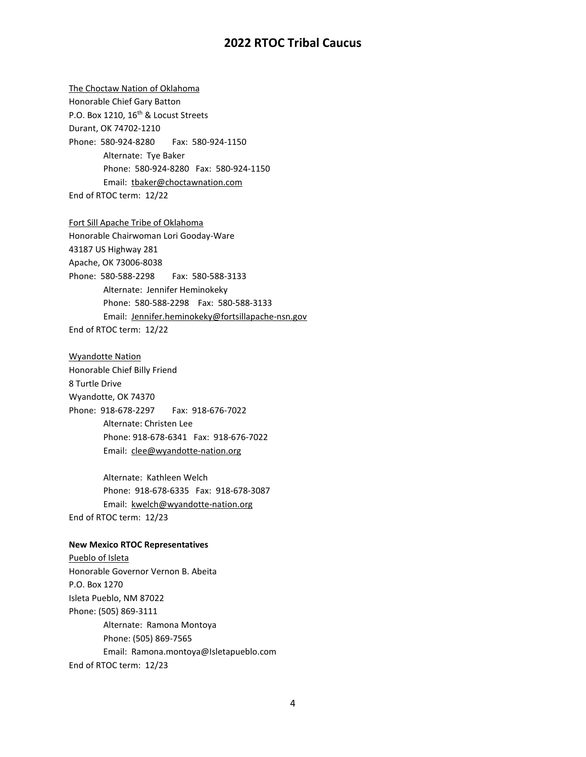# 2022 RTOC Tribal Caucus

The Choctaw Nation of Oklahoma
Honorable Chief Gary Batton
P.O. Box 1210, 16th & Locust Streets
Durant, OK 74702-1210
Phone: 580-924-8280 Fax: 580-924-1150

> Alternate: Tye Baker
> Phone: 580-924-8280 Fax: 580-924-1150
> Email: tbaker@choctawnation.com

End of RTOC term: 12/22

Fort Sill Apache Tribe of Oklahoma
Honorable Chairwoman Lori Gooday-Ware
43187 US Highway 281
Apache, OK 73006-8038
Phone: 580-588-2298 Fax: 580-588-3133

> Alternate: Jennifer Heminokeky
> Phone: 580-588-2298 Fax: 580-588-3133
> Email: Jennifer.heminokeky@fortsillapache-nsn.gov

End of RTOC term: 12/22

Wyandotte Nation
Honorable Chief Billy Friend
8 Turtle Drive
Wyandotte, OK 74370
Phone: 918-678-2297 Fax: 918-676-7022

> Alternate: Christen Lee
> Phone: 918-678-6341 Fax: 918-676-7022
> Email: clee@wyandotte-nation.org
>
> Alternate: Kathleen Welch
> Phone: 918-678-6335 Fax: 918-678-3087
> Email: kwelch@wyandotte-nation.org

End of RTOC term: 12/23

**New Mexico RTOC Representatives**

Pueblo of Isleta
Honorable Governor Vernon B. Abeita
P.O. Box 1270
Isleta Pueblo, NM 87022
Phone: (505) 869-3111

> Alternate: Ramona Montoya
> Phone: (505) 869-7565
> Email: Ramona.montoya@Isletapueblo.com

End of RTOC term: 12/23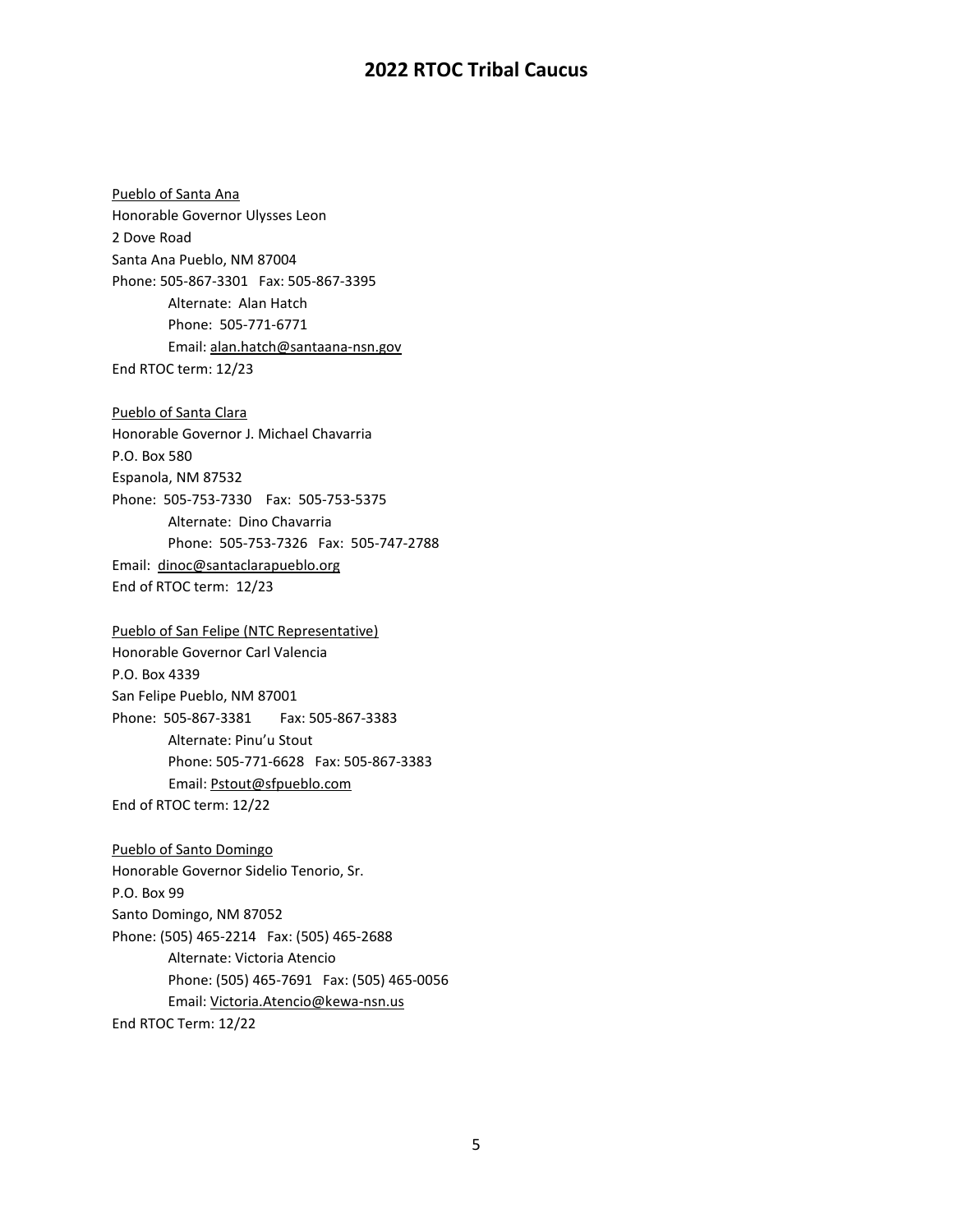# 2022 RTOC Tribal Caucus

Pueblo of Santa Ana
Honorable Governor Ulysses Leon
2 Dove Road
Santa Ana Pueblo, NM 87004
Phone: 505-867-3301   Fax: 505-867-3395
    Alternate: Alan Hatch
    Phone: 505-771-6771
    Email: alan.hatch@santaana-nsn.gov
End RTOC term: 12/23

Pueblo of Santa Clara
Honorable Governor J. Michael Chavarria
P.O. Box 580
Espanola, NM 87532
Phone: 505-753-7330   Fax: 505-753-5375
    Alternate: Dino Chavarria
    Phone: 505-753-7326   Fax: 505-747-2788
Email: dinoc@santaclarapueblo.org
End of RTOC term: 12/23

Pueblo of San Felipe (NTC Representative)
Honorable Governor Carl Valencia
P.O. Box 4339
San Felipe Pueblo, NM 87001
Phone: 505-867-3381   Fax: 505-867-3383
    Alternate: Pinu'u Stout
    Phone: 505-771-6628   Fax: 505-867-3383
    Email: Pstout@sfpueblo.com
End of RTOC term: 12/22

Pueblo of Santo Domingo
Honorable Governor Sidelio Tenorio, Sr.
P.O. Box 99
Santo Domingo, NM 87052
Phone: (505) 465-2214   Fax: (505) 465-2688
    Alternate: Victoria Atencio
    Phone: (505) 465-7691   Fax: (505) 465-0056
    Email: Victoria.Atencio@kewa-nsn.us
End RTOC Term: 12/22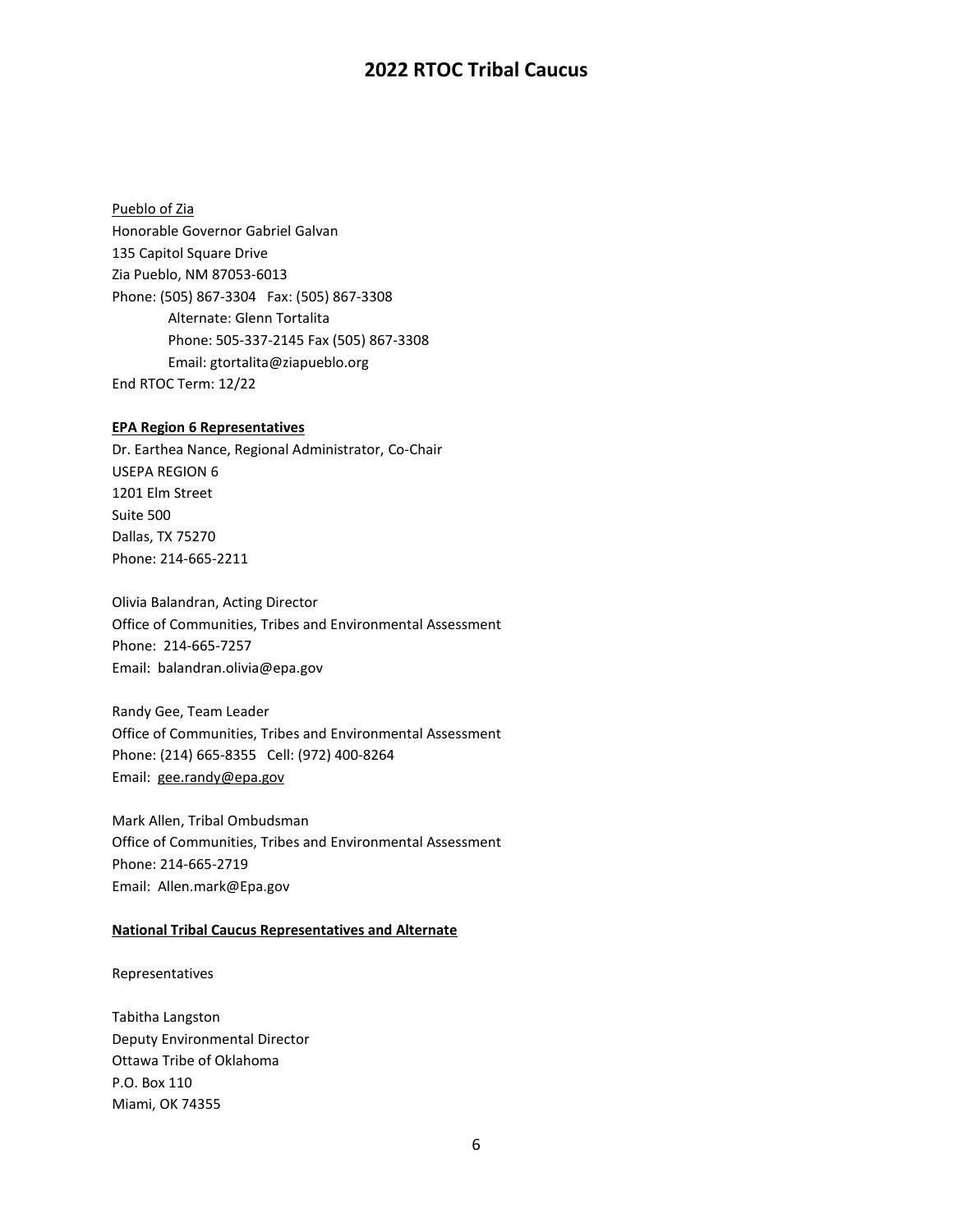Pueblo of Zia
Honorable Governor Gabriel Galvan
135 Capitol Square Drive
Zia Pueblo, NM 87053-6013
Phone: (505) 867-3304 Fax: (505) 867-3308
    Alternate: Glenn Tortalita
    Phone: 505-337-2145 Fax (505) 867-3308
    Email: gtortalita@ziapueblo.org
End RTOC Term: 12/22

**EPA Region 6 Representatives**

Dr. Earthea Nance, Regional Administrator, Co-Chair
USEPA REGION 6
1201 Elm Street
Suite 500
Dallas, TX 75270
Phone: 214-665-2211

Olivia Balandran, Acting Director
Office of Communities, Tribes and Environmental Assessment
Phone: 214-665-7257
Email: balandran.olivia@epa.gov

Randy Gee, Team Leader
Office of Communities, Tribes and Environmental Assessment
Phone: (214) 665-8355 Cell: (972) 400-8264
Email: gee.randy@epa.gov

Mark Allen, Tribal Ombudsman
Office of Communities, Tribes and Environmental Assessment
Phone: 214-665-2719
Email: Allen.mark@Epa.gov

**National Tribal Caucus Representatives and Alternate**

Representatives

Tabitha Langston
Deputy Environmental Director
Ottawa Tribe of Oklahoma
P.O. Box 110
Miami, OK 74355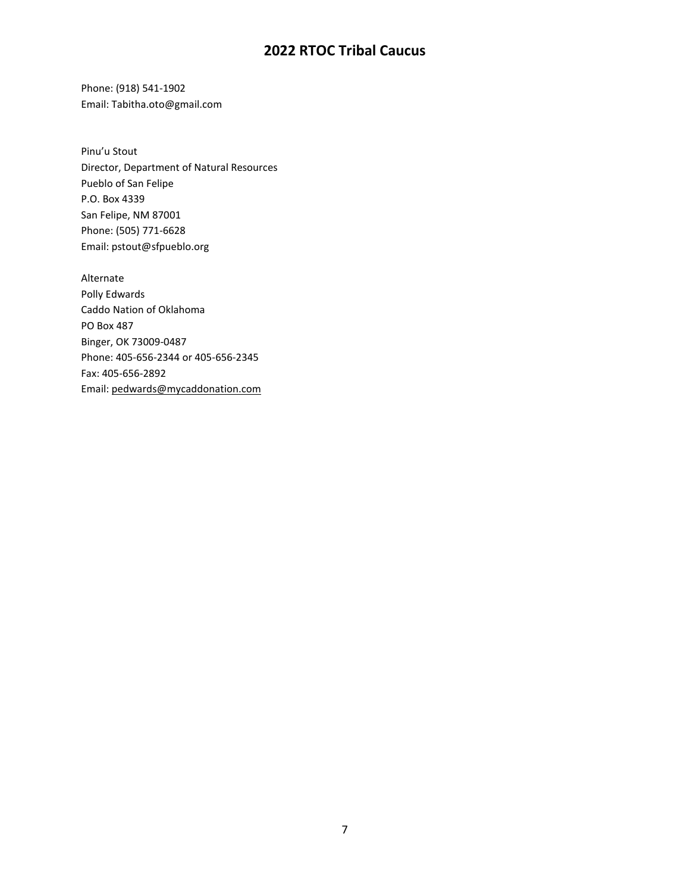Phone: (918) 541-1902
Email: Tabitha.oto@gmail.com

Pinu'u Stout
Director, Department of Natural Resources
Pueblo of San Felipe
P.O. Box 4339
San Felipe, NM 87001
Phone: (505) 771-6628
Email: pstout@sfpueblo.org

Alternate
Polly Edwards
Caddo Nation of Oklahoma
PO Box 487
Binger, OK 73009-0487
Phone: 405-656-2344 or 405-656-2345
Fax: 405-656-2892
Email: pedwards@mycaddonation.com